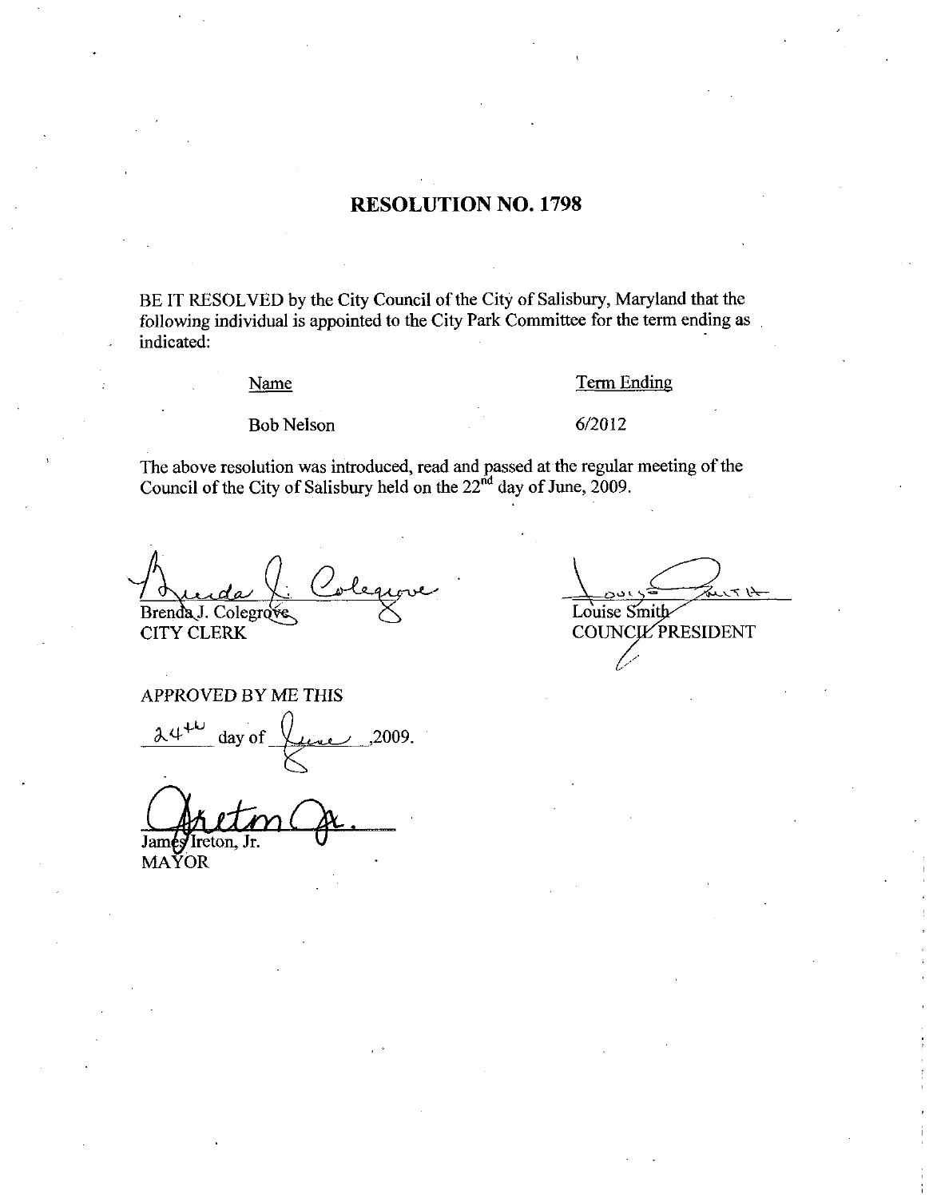# RESOLUTION NO. 1798

BE IT RESOLVED by the City Council of the City of Salisbury, Maryland that the following individual is appointed to the City Park Committee for the term ending as indicated:

| Name | Term Ending |
| --- | --- |
| Bob Nelson | 6/2012 |

The above resolution was introduced, read and passed at the regular meeting of the Council of the City of Salisbury held on the 22nd day of June, 2009.

Brenda J. Colegrove
CITY CLERK

Louise Smith
COUNCIL PRESIDENT

APPROVED BY ME THIS

24th day of June, 2009.

James Ireton, Jr.
MAYOR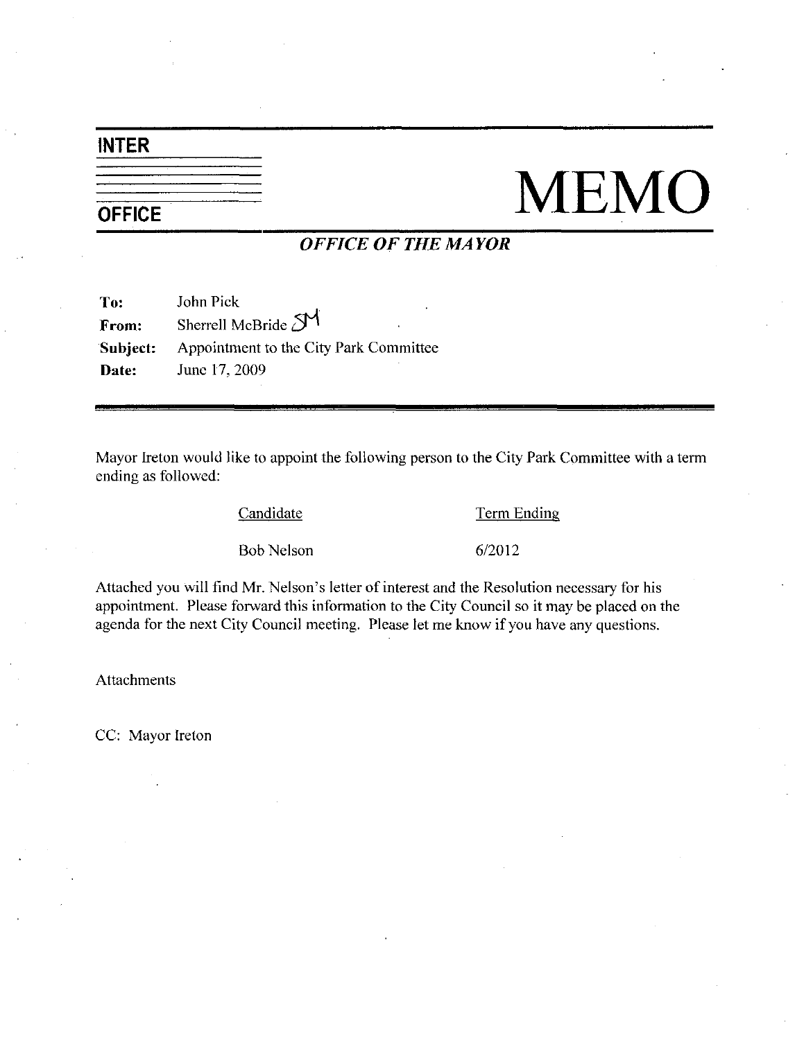# INTER OFFICE MEMO

## *OFFICE OF THE MAYOR*

**To:** John Pick
**From:** Sherrell McBride SM
**Subject:** Appointment to the City Park Committee
**Date:** June 17, 2009

Mayor Ireton would like to appoint the following person to the City Park Committee with a term ending as followed:

| Candidate | Term Ending |
| --- | --- |
| Bob Nelson | 6/2012 |

Attached you will find Mr. Nelson's letter of interest and the Resolution necessary for his appointment. Please forward this information to the City Council so it may be placed on the agenda for the next City Council meeting. Please let me know if you have any questions.

Attachments

CC: Mayor Ireton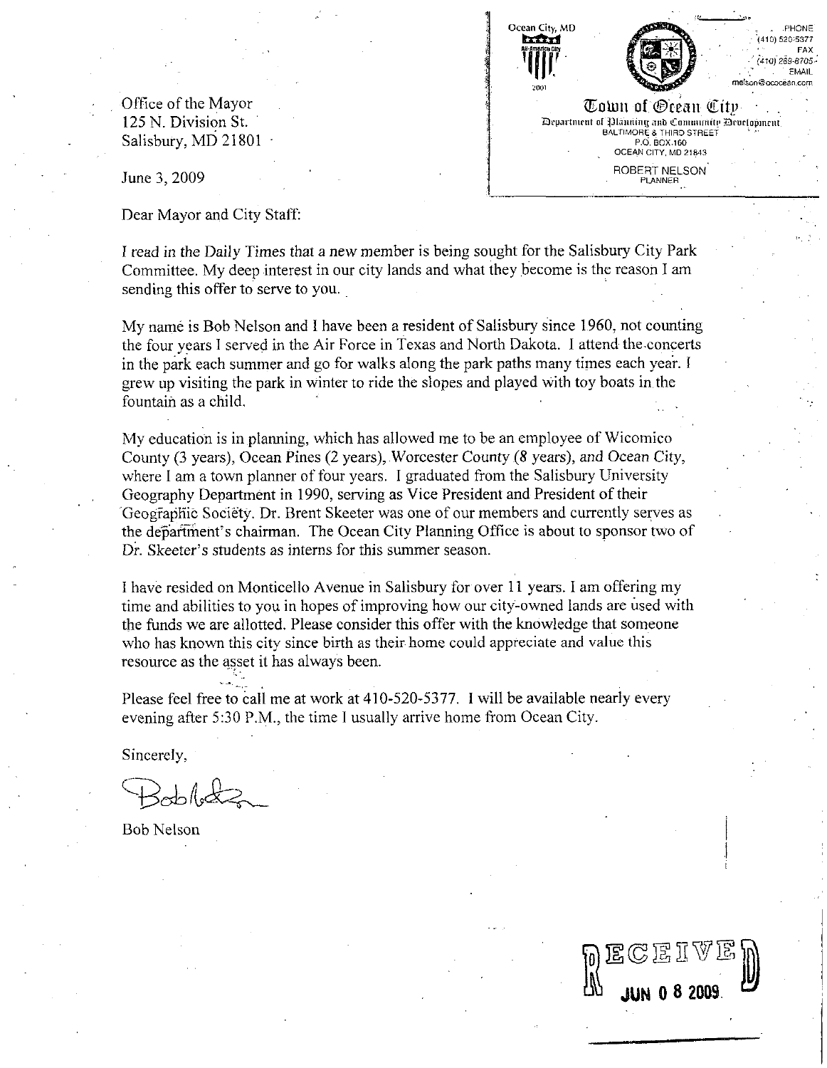Ocean City, MD

All-America City

2001

PHONE
(410) 520-5377
FAX
(410) 289-8705
EMAIL
rnelson@ococean.com

**Town of Ocean City**
Department of Planning and Community Development
BALTIMORE & THIRD STREET
P.O. BOX 160
OCEAN CITY, MD 21843

ROBERT NELSON
PLANNER

Office of the Mayor
125 N. Division St.
Salisbury, MD 21801

June 3, 2009

Dear Mayor and City Staff:

I read in the Daily Times that a new member is being sought for the Salisbury City Park Committee. My deep interest in our city lands and what they become is the reason I am sending this offer to serve to you.

My name is Bob Nelson and I have been a resident of Salisbury since 1960, not counting the four years I served in the Air Force in Texas and North Dakota. I attend the concerts in the park each summer and go for walks along the park paths many times each year. I grew up visiting the park in winter to ride the slopes and played with toy boats in the fountain as a child.

My education is in planning, which has allowed me to be an employee of Wicomico County (3 years), Ocean Pines (2 years), Worcester County (8 years), and Ocean City, where I am a town planner of four years. I graduated from the Salisbury University Geography Department in 1990, serving as Vice President and President of their Geographic Society. Dr. Brent Skeeter was one of our members and currently serves as the department's chairman. The Ocean City Planning Office is about to sponsor two of Dr. Skeeter's students as interns for this summer season.

I have resided on Monticello Avenue in Salisbury for over 11 years. I am offering my time and abilities to you in hopes of improving how our city-owned lands are used with the funds we are allotted. Please consider this offer with the knowledge that someone who has known this city since birth as their home could appreciate and value this resource as the asset it has always been.

Please feel free to call me at work at 410-520-5377. I will be available nearly every evening after 5:30 P.M., the time I usually arrive home from Ocean City.

Sincerely,

Bob Nelson

Bob Nelson

RECEIVED
JUN 08 2009